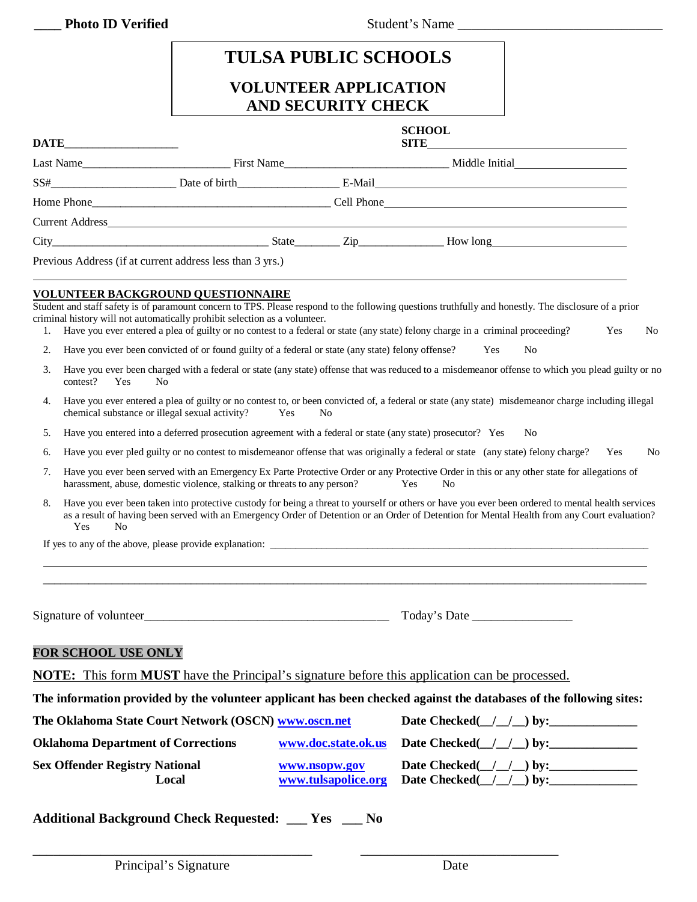____ **Photo ID Verified** Student's Name ______________________________

# TULSA PUBLIC SCHOOLS

## VOLUNTEER APPLICATION AND SECURITY CHECK

**DATE**____________________ **SCHOOL SITE**________________________________

Last Name_________________________ First Name____________________________ Middle Initial___________________

SS#____________________ Date of birth_________________ E-Mail______________________________________________

Home Phone________________________________________ Cell Phone________________________________________

Current Address_____________________________________________________________________________________

City_____________________________________ State________ Zip______________ How long______________________

Previous Address (if at current address less than 3 yrs.)

_____________________________________________________________________________________________________

**VOLUNTEER BACKGROUND QUESTIONNAIRE**

Student and staff safety is of paramount concern to TPS. Please respond to the following questions truthfully and honestly. The disclosure of a prior criminal history will not automatically prohibit selection as a volunteer.

1. Have you ever entered a plea of guilty or no contest to a federal or state (any state) felony charge in a criminal proceeding? Yes No
2. Have you ever been convicted of or found guilty of a federal or state (any state) felony offense? Yes No
3. Have you ever been charged with a federal or state (any state) offense that was reduced to a misdemeanor offense to which you plead guilty or no contest? Yes No
4. Have you ever entered a plea of guilty or no contest to, or been convicted of, a federal or state (any state) misdemeanor charge including illegal chemical substance or illegal sexual activity? Yes No
5. Have you entered into a deferred prosecution agreement with a federal or state (any state) prosecutor? Yes No
6. Have you ever pled guilty or no contest to misdemeanor offense that was originally a federal or state (any state) felony charge? Yes No
7. Have you ever been served with an Emergency Ex Parte Protective Order or any Protective Order in this or any other state for allegations of harassment, abuse, domestic violence, stalking or threats to any person? Yes No
8. Have you ever been taken into protective custody for being a threat to yourself or others or have you ever been ordered to mental health services as a result of having been served with an Emergency Order of Detention or an Order of Detention for Mental Health from any Court evaluation? Yes No

If yes to any of the above, please provide explanation: ________________________________________________________

_____________________________________________________________________________________________________

_____________________________________________________________________________________________________

Signature of volunteer_______________________________________ Today's Date ________________

**FOR SCHOOL USE ONLY**

**NOTE:** This form **MUST** have the Principal's signature before this application can be processed.

**The information provided by the volunteer applicant has been checked against the databases of the following sites:**

| | | |
|---|---|---|
| **The Oklahoma State Court Network (OSCN)** | **www.oscn.net** | **Date Checked(__/__/__) by:______________** |
| **Oklahoma Department of Corrections** | **www.doc.state.ok.us** | **Date Checked(__/__/__) by:______________** |
| **Sex Offender Registry National** | **www.nsopw.gov** | **Date Checked(__/__/__) by:______________** |
| **Local** | **www.tulsapolice.org** | **Date Checked(__/__/__) by:______________** |

**Additional Background Check Requested: ___ Yes ___ No**

_________________________________________ _______________________________

Principal's Signature Date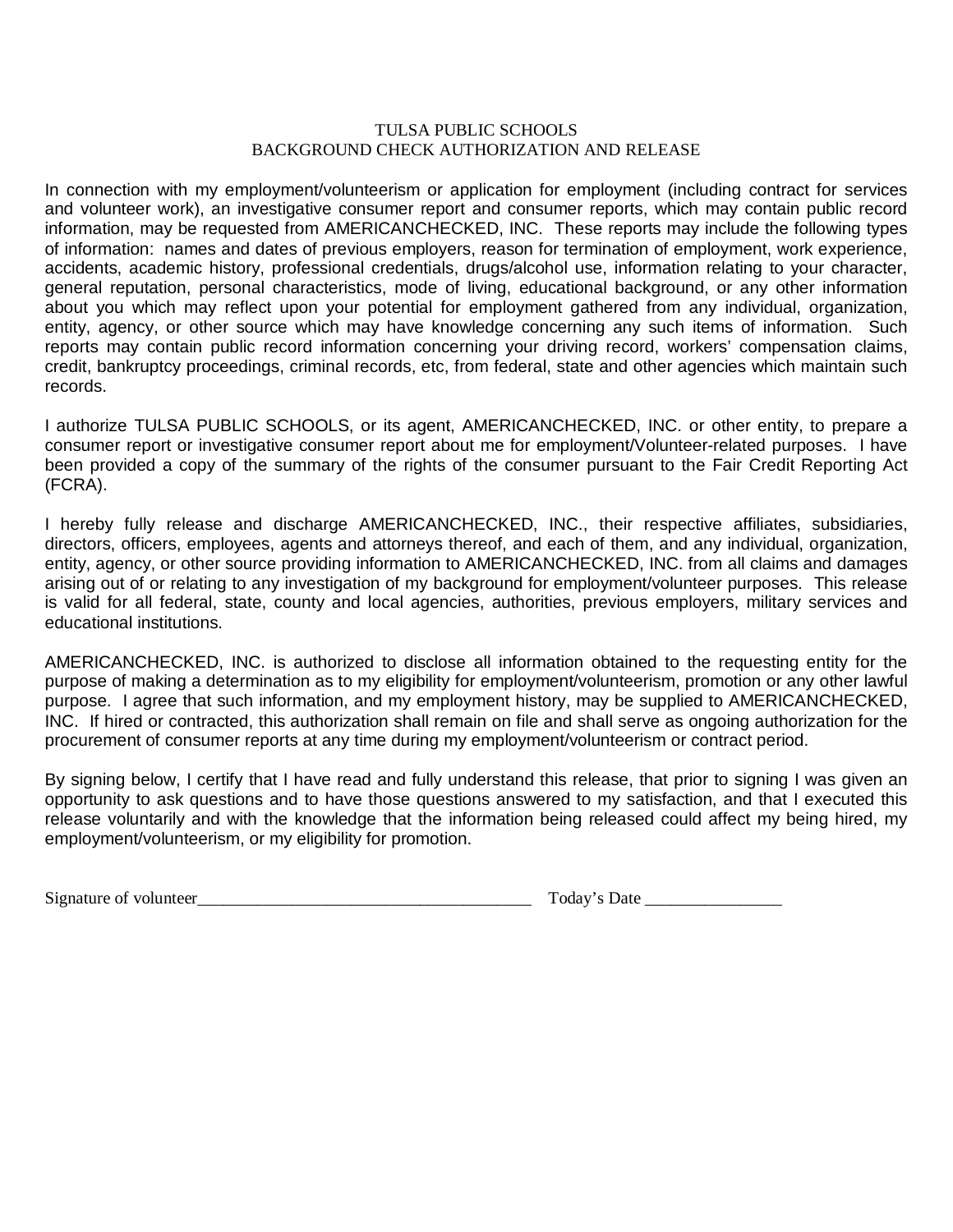# TULSA PUBLIC SCHOOLS
## BACKGROUND CHECK AUTHORIZATION AND RELEASE

In connection with my employment/volunteerism or application for employment (including contract for services and volunteer work), an investigative consumer report and consumer reports, which may contain public record information, may be requested from AMERICANCHECKED, INC. These reports may include the following types of information: names and dates of previous employers, reason for termination of employment, work experience, accidents, academic history, professional credentials, drugs/alcohol use, information relating to your character, general reputation, personal characteristics, mode of living, educational background, or any other information about you which may reflect upon your potential for employment gathered from any individual, organization, entity, agency, or other source which may have knowledge concerning any such items of information. Such reports may contain public record information concerning your driving record, workers' compensation claims, credit, bankruptcy proceedings, criminal records, etc, from federal, state and other agencies which maintain such records.

I authorize TULSA PUBLIC SCHOOLS, or its agent, AMERICANCHECKED, INC. or other entity, to prepare a consumer report or investigative consumer report about me for employment/Volunteer-related purposes. I have been provided a copy of the summary of the rights of the consumer pursuant to the Fair Credit Reporting Act (FCRA).

I hereby fully release and discharge AMERICANCHECKED, INC., their respective affiliates, subsidiaries, directors, officers, employees, agents and attorneys thereof, and each of them, and any individual, organization, entity, agency, or other source providing information to AMERICANCHECKED, INC. from all claims and damages arising out of or relating to any investigation of my background for employment/volunteer purposes. This release is valid for all federal, state, county and local agencies, authorities, previous employers, military services and educational institutions.

AMERICANCHECKED, INC. is authorized to disclose all information obtained to the requesting entity for the purpose of making a determination as to my eligibility for employment/volunteerism, promotion or any other lawful purpose. I agree that such information, and my employment history, may be supplied to AMERICANCHECKED, INC. If hired or contracted, this authorization shall remain on file and shall serve as ongoing authorization for the procurement of consumer reports at any time during my employment/volunteerism or contract period.

By signing below, I certify that I have read and fully understand this release, that prior to signing I was given an opportunity to ask questions and to have those questions answered to my satisfaction, and that I executed this release voluntarily and with the knowledge that the information being released could affect my being hired, my employment/volunteerism, or my eligibility for promotion.

Signature of volunteer_______________________________________ Today's Date ________________